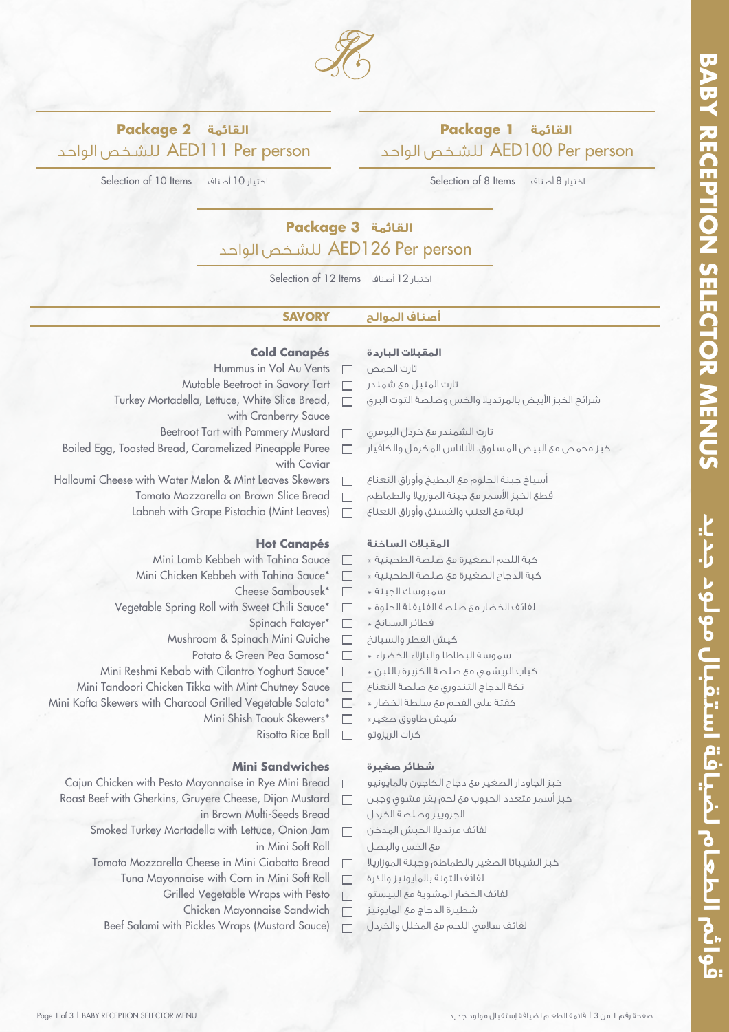# BABY RECEPTION SELECTOR MENUS
# قوائم الطعام لضيافة استقبال مولود جديد

## Package 1 القائمة
AED100 Per person للشخص الواحد

Selection of 8 Items اختيار 8 أصناف

## Package 2 القائمة
AED111 Per person للشخص الواحد

Selection of 10 Items اختيار 10 أصناف

## Package 3 القائمة
AED126 Per person للشخص الواحد

Selection of 12 Items اختيار 12 أصناف

## SAVORY أصناف الموالح

### Cold Canapés المقبلات الباردة

- ☐ Hummus in Vol Au Vents — تارت الحمص
- ☐ Mutable Beetroot in Savory Tart — تارت المتبل مع شمندر
- ☐ Turkey Mortadella, Lettuce, White Slice Bread, with Cranberry Sauce — شرائح الخبز الأبيض بالمرتديلا والخس وصلصة التوت البري
- ☐ Beetroot Tart with Pommery Mustard — تارت الشمندر مع خردل البومري
- ☐ Boiled Egg, Toasted Bread, Caramelized Pineapple Puree with Caviar — خبز محمص مع البيض المسلوق، الأناناس المكرمل والكافيار
- ☐ Halloumi Cheese with Water Melon & Mint Leaves Skewers — أسياخ جبنة الحلوم مع البطيخ وأوراق النعناع
- ☐ Tomato Mozzarella on Brown Slice Bread — قطع الخبز الأسمر مع جبنة الموزريلا والطماطم
- ☐ Labneh with Grape Pistachio (Mint Leaves) — لبنة مع العنب والفستق وأوراق النعناع

### Hot Canapés المقبلات الساخنة

- ☐ Mini Lamb Kebbeh with Tahina Sauce — كبة اللحم الصغيرة مع صلصة الطحينية *
- ☐ Mini Chicken Kebbeh with Tahina Sauce* — كبة الدجاج الصغيرة مع صلصة الطحينية *
- ☐ Cheese Sambousek* — سمبوسك الجبنة *
- ☐ Vegetable Spring Roll with Sweet Chili Sauce* — لفائف الخضار مع صلصة الفليفلة الحلوة *
- ☐ Spinach Fatayer* — فطائر السبانخ *
- ☐ Mushroom & Spinach Mini Quiche — كيش الفطر والسبانخ
- ☐ Potato & Green Pea Samosa* — سموسة البطاطا والبازلاء الخضراء *
- ☐ Mini Reshmi Kebab with Cilantro Yoghurt Sauce* — كباب الريشمي مع صلصة الكزبرة باللبن *
- ☐ Mini Tandoori Chicken Tikka with Mint Chutney Sauce — تكة الدجاج التندوري مع صلصة النعناع
- ☐ Mini Kofta Skewers with Charcoal Grilled Vegetable Salata* — كفتة على الفحم مع سلطة الخضار *
- ☐ Mini Shish Taouk Skewers* — شيش طاووق صغير*
- ☐ Risotto Rice Ball — كرات الريزوتو

### Mini Sandwiches شطائر صغيرة

- ☐ Cajun Chicken with Pesto Mayonnaise in Rye Mini Bread — خبز الجاودار الصغير مع دجاج الكاجون بالمايونيو
- ☐ Roast Beef with Gherkins, Gruyere Cheese, Dijon Mustard in Brown Multi-Seeds Bread — خبز أسمر متعدد الحبوب مع لحم بقر مشوي وجبن الجرويير وصلصة الخردل
- ☐ Smoked Turkey Mortadella with Lettuce, Onion Jam in Mini Soft Roll — لفائف مرتديلا الحبش المدخن مع الخس والبصل
- ☐ Tomato Mozzarella Cheese in Mini Ciabatta Bread — خبز الشيباتا الصغير بالطماطم وجبنة الموزاريلا
- ☐ Tuna Mayonnaise with Corn in Mini Soft Roll — لفائف التونة بالمايونيز والذرة
- ☐ Grilled Vegetable Wraps with Pesto — لفائف الخضار المشوية مع البيستو
- ☐ Chicken Mayonnaise Sandwich — شطيرة الدجاج مع المايونيز
- ☐ Beef Salami with Pickles Wraps (Mustard Sauce) — لفائف سلامي اللحم مع المخلل والخردل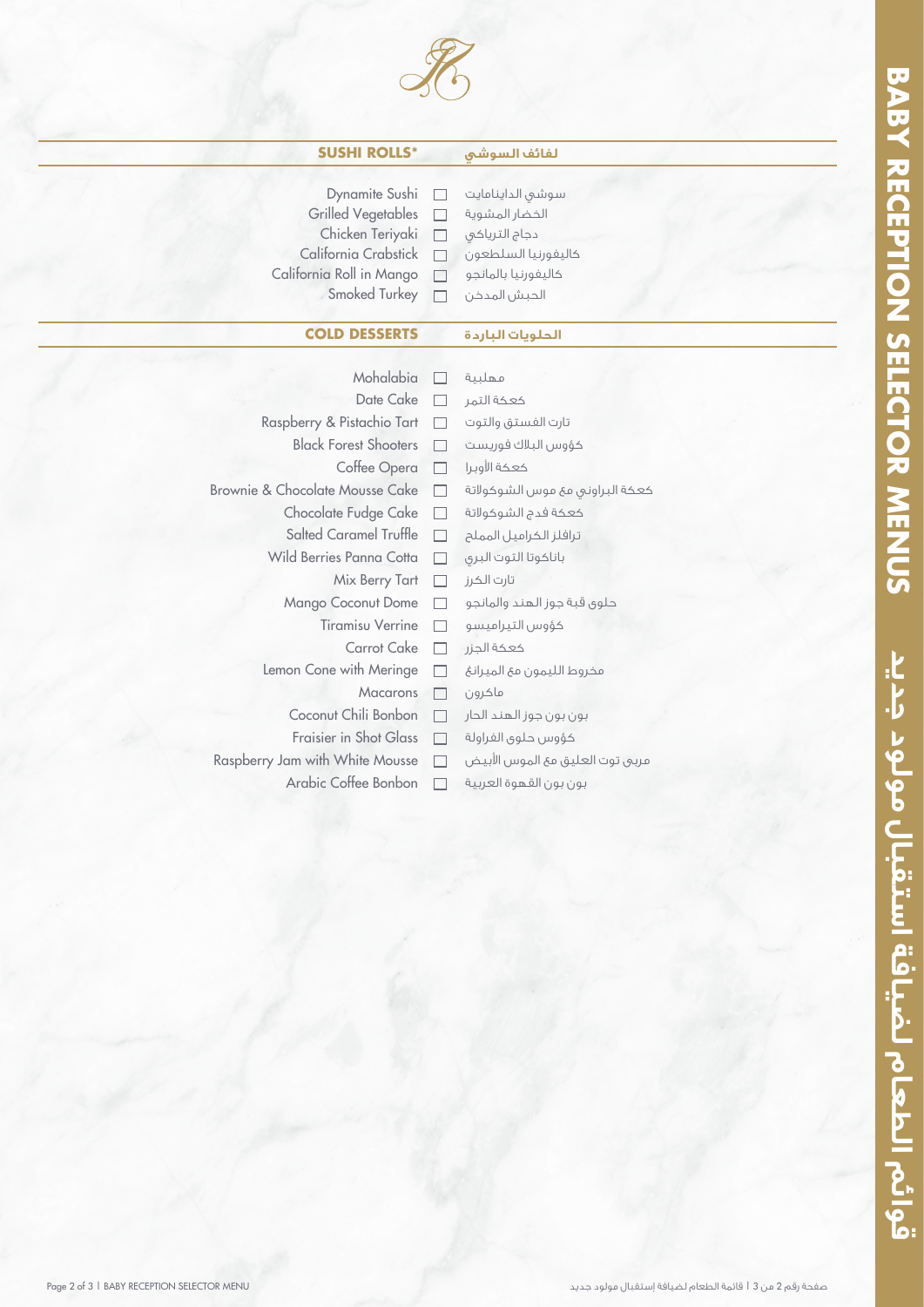## SUSHI ROLLS* | لفائف السوشي

| English | | Arabic |
|---|---|---|
| Dynamite Sushi | ☐ | سوشي الديناميت |
| Grilled Vegetables | ☐ | الخضار المشوية |
| Chicken Teriyaki | ☐ | دجاج الترياكي |
| California Crabstick | ☐ | كاليفورنيا السلطعون |
| California Roll in Mango | ☐ | كاليفورنيا بالمانجو |
| Smoked Turkey | ☐ | الحبش المدخن |

## COLD DESSERTS | الحلويات الباردة

| English | | Arabic |
|---|---|---|
| Mohalabia | ☐ | مهلبية |
| Date Cake | ☐ | كعكة التمر |
| Raspberry & Pistachio Tart | ☐ | تارت الفستق والتوت |
| Black Forest Shooters | ☐ | كؤوس البلاك فوريست |
| Coffee Opera | ☐ | كعكة الأوبرا |
| Brownie & Chocolate Mousse Cake | ☐ | كعكة البراوني مع موس الشوكولاتة |
| Chocolate Fudge Cake | ☐ | كعكة فدج الشوكولاتة |
| Salted Caramel Truffle | ☐ | ترافلز الكراميل المملح |
| Wild Berries Panna Cotta | ☐ | باناكوتا التوت البري |
| Mix Berry Tart | ☐ | تارت الكرز |
| Mango Coconut Dome | ☐ | حلوى قبة جوز الهند والمانجو |
| Tiramisu Verrine | ☐ | كؤوس التيراميسو |
| Carrot Cake | ☐ | كعكة الجزر |
| Lemon Cone with Meringe | ☐ | مخروط الليمون مع الميرانغ |
| Macarons | ☐ | ماكرون |
| Coconut Chili Bonbon | ☐ | بون بون جوز الهند الحار |
| Fraisier in Shot Glass | ☐ | كؤوس حلوى الفراولة |
| Raspberry Jam with White Mousse | ☐ | مربى توت العليق مع الموس الأبيض |
| Arabic Coffee Bonbon | ☐ | بون بون القهوة العربية |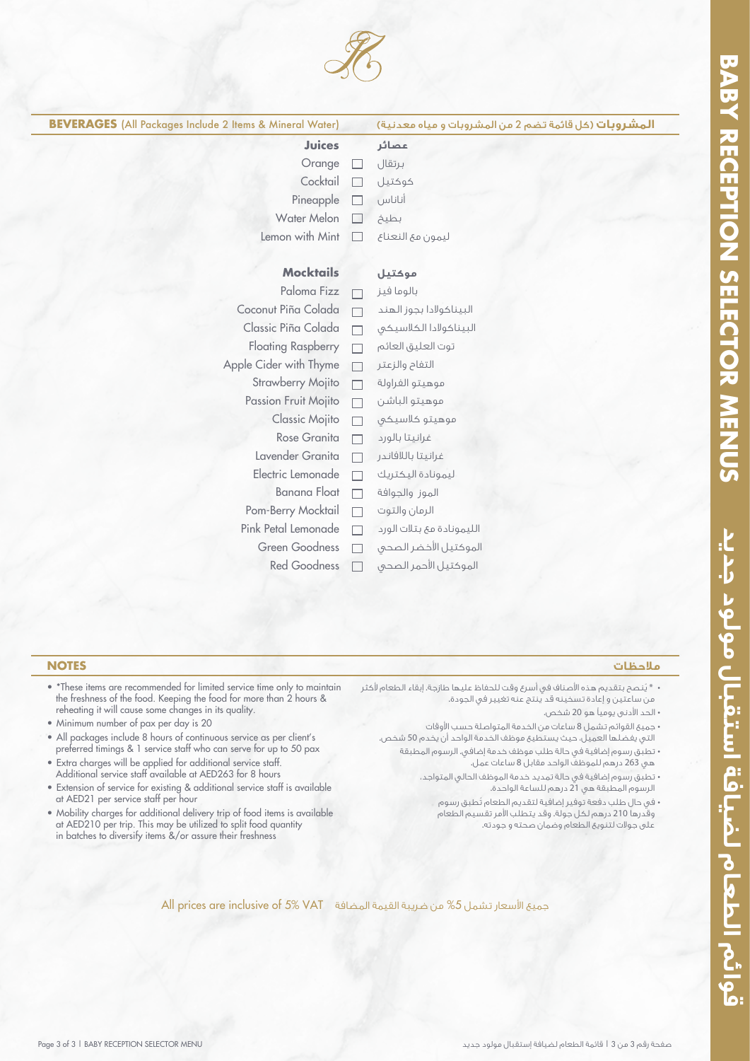# BABY RECEPTION SELECTOR MENUS

# قوائم الطعام لضيافة استقبال مولود جديد

## BEVERAGES (All Packages Include 2 Items & Mineral Water)

## المشروبات (كل قائمة تضم 2 من المشروبات و مياه معدنية)

### Juices | عصائر

- ☐ Orange | برتقال
- ☐ Cocktail | كوكتيل
- ☐ Pineapple | أناناس
- ☐ Water Melon | بطيخ
- ☐ Lemon with Mint | ليمون مع النعناع

### Mocktails | موكتيل

- ☐ Paloma Fizz | بالوما فيز
- ☐ Coconut Piña Colada | البيناكولادا بجوز الهند
- ☐ Classic Piña Colada | البيناكولادا الكلاسيكي
- ☐ Floating Raspberry | توت العليق العائم
- ☐ Apple Cider with Thyme | التفاح والزعتر
- ☐ Strawberry Mojito | موهيتو الفراولة
- ☐ Passion Fruit Mojito | موهيتو الباشن
- ☐ Classic Mojito | موهيتو كلاسيكي
- ☐ Rose Granita | غرانيتا بالورد
- ☐ Lavender Granita | غرانيتا باللافاندر
- ☐ Electric Lemonade | ليمونادة اليكتريك
- ☐ Banana Float | الموز والجوافة
- ☐ Pom-Berry Mocktail | الرمان والتوت
- ☐ Pink Petal Lemonade | الليمونادة مع بتلات الورد
- ☐ Green Goodness | الموكتيل الأخضر الصحي
- ☐ Red Goodness | الموكتيل الأحمر الصحي

## NOTES

- *These items are recommended for limited service time only to maintain the freshness of the food. Keeping the food for more than 2 hours & reheating it will cause some changes in its quality.
- Minimum number of pax per day is 20
- All packages include 8 hours of continuous service as per client's preferred timings & 1 service staff who can serve for up to 50 pax
- Extra charges will be applied for additional service staff. Additional service staff available at AED263 for 8 hours
- Extension of service for existing & additional service staff is available at AED21 per service staff per hour
- Mobility charges for additional delivery trip of food items is available at AED210 per trip. This may be utilized to split food quantity in batches to diversify items &/or assure their freshness

## ملاحظات

- * يُنصح بتقديم هذه الأصناف في أسرع وقت للحفاظ عليها طازجة. إبقاء الطعام لأكثر من ساعتين و إعادة تسخينه قد ينتج عنه تغيير في الجودة.
- الحد الأدنى يومياً هو 20 شخص.
- جميع القوائم تشمل 8 ساعات من الخدمة المتواصلة حسب الأوقات التي يفضلها العميل، حيث يستطيع موظف الخدمة الواحد أن يخدم 50 شخص.
- تطبق رسوم إضافية في حالة طلب موظف خدمة إضافي. الرسوم المطبقة هي 263 درهم للموظف الواحد مقابل 8 ساعات عمل.
- تطبق رسوم إضافية في حالة تمديد خدمة الموظف الحالي المتواجد. الرسوم المطبقة هي 21 درهم للساعة الواحدة.
- في حال طلب دفعة توفير إضافية لتقديم الطعام تُطبق رسوم وقدرها 210 درهم لكل جولة. وقد يتطلب الأمر تقسيم الطعام على جولات لتنويع الطعام وضمان صحته و جودته.

All prices are inclusive of 5% VAT

جميع الأسعار تشمل 5% من ضريبة القيمة المضافة